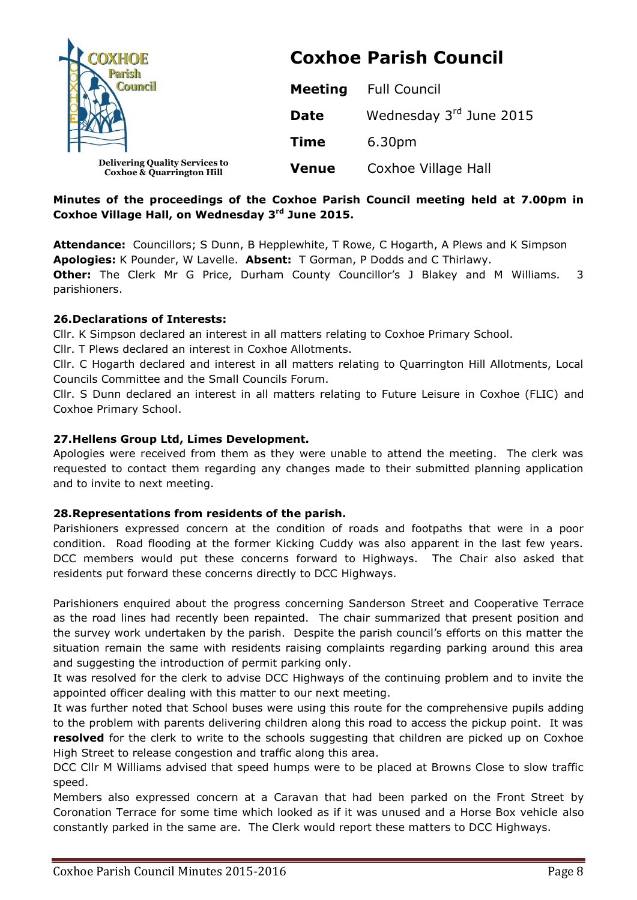# Coxhoe Parish Council

Delivering Quality Services to Coxhoe & Quarrington Hill

| | |
|---|---|
| **Meeting** | Full Council |
| **Date** | Wednesday 3rd June 2015 |
| **Time** | 6.30pm |
| **Venue** | Coxhoe Village Hall |

**Minutes of the proceedings of the Coxhoe Parish Council meeting held at 7.00pm in Coxhoe Village Hall, on Wednesday 3rd June 2015.**

**Attendance:** Councillors; S Dunn, B Hepplewhite, T Rowe, C Hogarth, A Plews and K Simpson
**Apologies:** K Pounder, W Lavelle. **Absent:** T Gorman, P Dodds and C Thirlawy.
**Other:** The Clerk Mr G Price, Durham County Councillor's J Blakey and M Williams. 3 parishioners.

### 26. Declarations of Interests:

Cllr. K Simpson declared an interest in all matters relating to Coxhoe Primary School.
Cllr. T Plews declared an interest in Coxhoe Allotments.
Cllr. C Hogarth declared and interest in all matters relating to Quarrington Hill Allotments, Local Councils Committee and the Small Councils Forum.
Cllr. S Dunn declared an interest in all matters relating to Future Leisure in Coxhoe (FLIC) and Coxhoe Primary School.

### 27. Hellens Group Ltd, Limes Development.

Apologies were received from them as they were unable to attend the meeting. The clerk was requested to contact them regarding any changes made to their submitted planning application and to invite to next meeting.

### 28. Representations from residents of the parish.

Parishioners expressed concern at the condition of roads and footpaths that were in a poor condition. Road flooding at the former Kicking Cuddy was also apparent in the last few years. DCC members would put these concerns forward to Highways. The Chair also asked that residents put forward these concerns directly to DCC Highways.

Parishioners enquired about the progress concerning Sanderson Street and Cooperative Terrace as the road lines had recently been repainted. The chair summarized that present position and the survey work undertaken by the parish. Despite the parish council's efforts on this matter the situation remain the same with residents raising complaints regarding parking around this area and suggesting the introduction of permit parking only.
It was resolved for the clerk to advise DCC Highways of the continuing problem and to invite the appointed officer dealing with this matter to our next meeting.
It was further noted that School buses were using this route for the comprehensive pupils adding to the problem with parents delivering children along this road to access the pickup point. It was **resolved** for the clerk to write to the schools suggesting that children are picked up on Coxhoe High Street to release congestion and traffic along this area.
DCC Cllr M Williams advised that speed humps were to be placed at Browns Close to slow traffic speed.
Members also expressed concern at a Caravan that had been parked on the Front Street by Coronation Terrace for some time which looked as if it was unused and a Horse Box vehicle also constantly parked in the same are. The Clerk would report these matters to DCC Highways.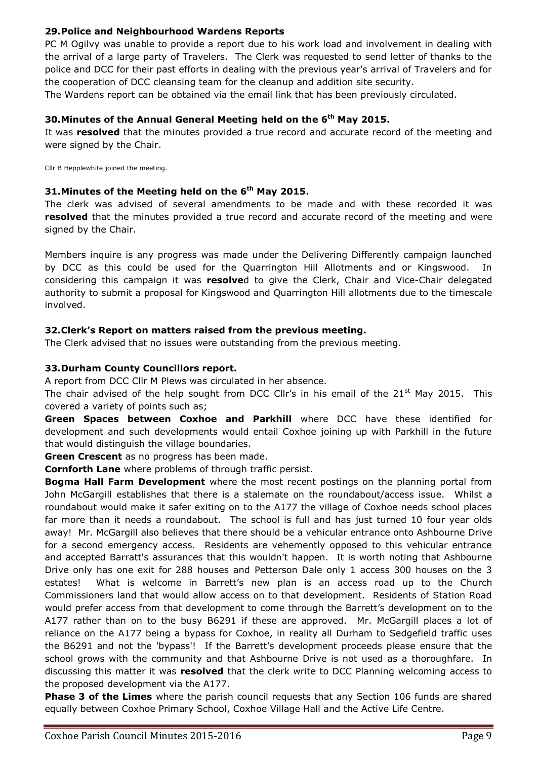### 29. Police and Neighbourhood Wardens Reports

PC M Ogilvy was unable to provide a report due to his work load and involvement in dealing with the arrival of a large party of Travelers. The Clerk was requested to send letter of thanks to the police and DCC for their past efforts in dealing with the previous year's arrival of Travelers and for the cooperation of DCC cleansing team for the cleanup and addition site security.

The Wardens report can be obtained via the email link that has been previously circulated.

### 30. Minutes of the Annual General Meeting held on the 6th May 2015.

It was **resolved** that the minutes provided a true record and accurate record of the meeting and were signed by the Chair.

Cllr B Hepplewhite joined the meeting.

### 31. Minutes of the Meeting held on the 6th May 2015.

The clerk was advised of several amendments to be made and with these recorded it was **resolved** that the minutes provided a true record and accurate record of the meeting and were signed by the Chair.

Members inquire is any progress was made under the Delivering Differently campaign launched by DCC as this could be used for the Quarrington Hill Allotments and or Kingswood. In considering this campaign it was **resolve**d to give the Clerk, Chair and Vice-Chair delegated authority to submit a proposal for Kingswood and Quarrington Hill allotments due to the timescale involved.

### 32. Clerk's Report on matters raised from the previous meeting.

The Clerk advised that no issues were outstanding from the previous meeting.

### 33. Durham County Councillors report.

A report from DCC Cllr M Plews was circulated in her absence.

The chair advised of the help sought from DCC Cllr's in his email of the 21st May 2015. This covered a variety of points such as;

**Green Spaces between Coxhoe and Parkhill** where DCC have these identified for development and such developments would entail Coxhoe joining up with Parkhill in the future that would distinguish the village boundaries.

**Green Crescent** as no progress has been made.

**Cornforth Lane** where problems of through traffic persist.

**Bogma Hall Farm Development** where the most recent postings on the planning portal from John McGargill establishes that there is a stalemate on the roundabout/access issue. Whilst a roundabout would make it safer exiting on to the A177 the village of Coxhoe needs school places far more than it needs a roundabout. The school is full and has just turned 10 four year olds away! Mr. McGargill also believes that there should be a vehicular entrance onto Ashbourne Drive for a second emergency access. Residents are vehemently opposed to this vehicular entrance and accepted Barratt's assurances that this wouldn't happen. It is worth noting that Ashbourne Drive only has one exit for 288 houses and Petterson Dale only 1 access 300 houses on the 3 estates! What is welcome in Barrett's new plan is an access road up to the Church Commissioners land that would allow access on to that development. Residents of Station Road would prefer access from that development to come through the Barrett's development on to the A177 rather than on to the busy B6291 if these are approved. Mr. McGargill places a lot of reliance on the A177 being a bypass for Coxhoe, in reality all Durham to Sedgefield traffic uses the B6291 and not the 'bypass'! If the Barrett's development proceeds please ensure that the school grows with the community and that Ashbourne Drive is not used as a thoroughfare. In discussing this matter it was **resolved** that the clerk write to DCC Planning welcoming access to the proposed development via the A177.

**Phase 3 of the Limes** where the parish council requests that any Section 106 funds are shared equally between Coxhoe Primary School, Coxhoe Village Hall and the Active Life Centre.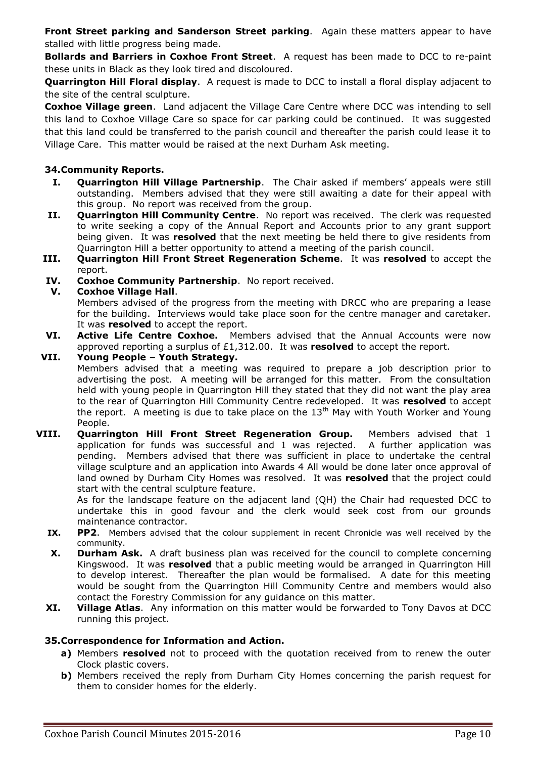**Front Street parking and Sanderson Street parking**. Again these matters appear to have stalled with little progress being made.

**Bollards and Barriers in Coxhoe Front Street**. A request has been made to DCC to re-paint these units in Black as they look tired and discoloured.

**Quarrington Hill Floral display**. A request is made to DCC to install a floral display adjacent to the site of the central sculpture.

**Coxhoe Village green**. Land adjacent the Village Care Centre where DCC was intending to sell this land to Coxhoe Village Care so space for car parking could be continued. It was suggested that this land could be transferred to the parish council and thereafter the parish could lease it to Village Care. This matter would be raised at the next Durham Ask meeting.

### 34. Community Reports.

- **I. Quarrington Hill Village Partnership**. The Chair asked if members' appeals were still outstanding. Members advised that they were still awaiting a date for their appeal with this group. No report was received from the group.
- **II. Quarrington Hill Community Centre**. No report was received. The clerk was requested to write seeking a copy of the Annual Report and Accounts prior to any grant support being given. It was **resolved** that the next meeting be held there to give residents from Quarrington Hill a better opportunity to attend a meeting of the parish council.
- **III. Quarrington Hill Front Street Regeneration Scheme**. It was **resolved** to accept the report.
- **IV. Coxhoe Community Partnership**. No report received.
- **V. Coxhoe Village Hall**.
  Members advised of the progress from the meeting with DRCC who are preparing a lease for the building. Interviews would take place soon for the centre manager and caretaker. It was **resolved** to accept the report.
- **VI. Active Life Centre Coxhoe.** Members advised that the Annual Accounts were now approved reporting a surplus of £1,312.00. It was **resolved** to accept the report.
- **VII. Young People – Youth Strategy.**
  Members advised that a meeting was required to prepare a job description prior to advertising the post. A meeting will be arranged for this matter. From the consultation held with young people in Quarrington Hill they stated that they did not want the play area to the rear of Quarrington Hill Community Centre redeveloped. It was **resolved** to accept the report. A meeting is due to take place on the 13th May with Youth Worker and Young People.
- **VIII. Quarrington Hill Front Street Regeneration Group.** Members advised that 1 application for funds was successful and 1 was rejected. A further application was pending. Members advised that there was sufficient in place to undertake the central village sculpture and an application into Awards 4 All would be done later once approval of land owned by Durham City Homes was resolved. It was **resolved** that the project could start with the central sculpture feature.
  As for the landscape feature on the adjacent land (QH) the Chair had requested DCC to undertake this in good favour and the clerk would seek cost from our grounds maintenance contractor.
- **IX. PP2**. Members advised that the colour supplement in recent Chronicle was well received by the community.
- **X. Durham Ask.** A draft business plan was received for the council to complete concerning Kingswood. It was **resolved** that a public meeting would be arranged in Quarrington Hill to develop interest. Thereafter the plan would be formalised. A date for this meeting would be sought from the Quarrington Hill Community Centre and members would also contact the Forestry Commission for any guidance on this matter.
- **XI. Village Atlas**. Any information on this matter would be forwarded to Tony Davos at DCC running this project.

### 35. Correspondence for Information and Action.

- **a)** Members **resolved** not to proceed with the quotation received from to renew the outer Clock plastic covers.
- **b)** Members received the reply from Durham City Homes concerning the parish request for them to consider homes for the elderly.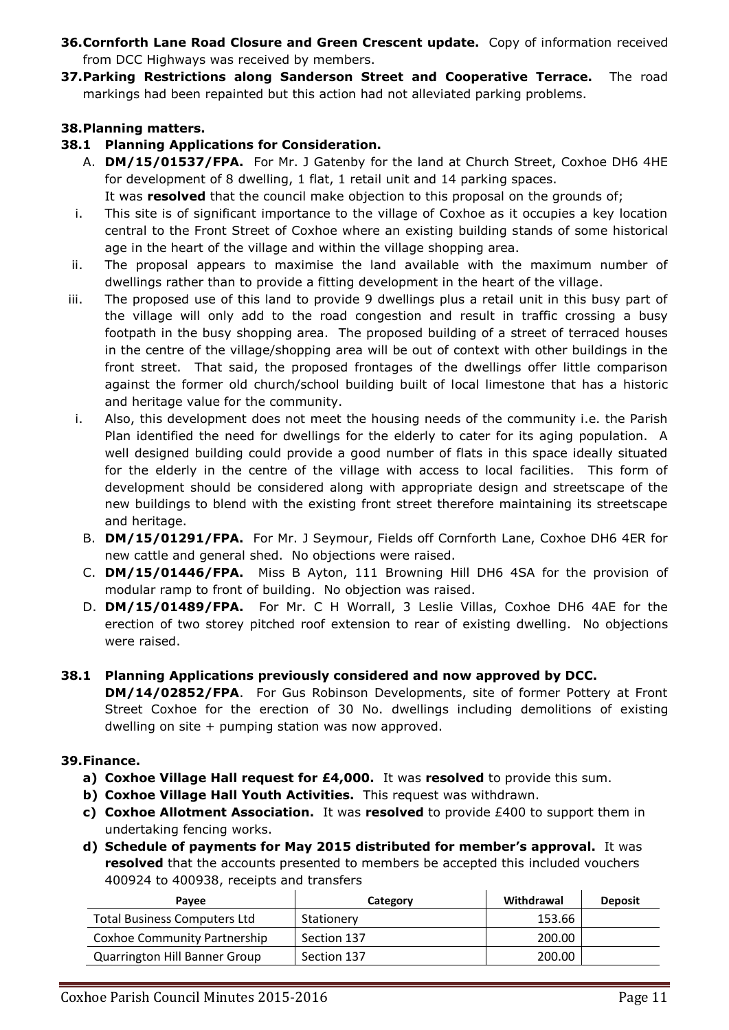**36. Cornforth Lane Road Closure and Green Crescent update.** Copy of information received from DCC Highways was received by members.

**37. Parking Restrictions along Sanderson Street and Cooperative Terrace.** The road markings had been repainted but this action had not alleviated parking problems.

**38. Planning matters.**

**38.1 Planning Applications for Consideration.**

A. **DM/15/01537/FPA.** For Mr. J Gatenby for the land at Church Street, Coxhoe DH6 4HE for development of 8 dwelling, 1 flat, 1 retail unit and 14 parking spaces.
It was **resolved** that the council make objection to this proposal on the grounds of;

i. This site is of significant importance to the village of Coxhoe as it occupies a key location central to the Front Street of Coxhoe where an existing building stands of some historical age in the heart of the village and within the village shopping area.

ii. The proposal appears to maximise the land available with the maximum number of dwellings rather than to provide a fitting development in the heart of the village.

iii. The proposed use of this land to provide 9 dwellings plus a retail unit in this busy part of the village will only add to the road congestion and result in traffic crossing a busy footpath in the busy shopping area. The proposed building of a street of terraced houses in the centre of the village/shopping area will be out of context with other buildings in the front street. That said, the proposed frontages of the dwellings offer little comparison against the former old church/school building built of local limestone that has a historic and heritage value for the community.

i. Also, this development does not meet the housing needs of the community i.e. the Parish Plan identified the need for dwellings for the elderly to cater for its aging population. A well designed building could provide a good number of flats in this space ideally situated for the elderly in the centre of the village with access to local facilities. This form of development should be considered along with appropriate design and streetscape of the new buildings to blend with the existing front street therefore maintaining its streetscape and heritage.

B. **DM/15/01291/FPA.** For Mr. J Seymour, Fields off Cornforth Lane, Coxhoe DH6 4ER for new cattle and general shed. No objections were raised.

C. **DM/15/01446/FPA.** Miss B Ayton, 111 Browning Hill DH6 4SA for the provision of modular ramp to front of building. No objection was raised.

D. **DM/15/01489/FPA.** For Mr. C H Worrall, 3 Leslie Villas, Coxhoe DH6 4AE for the erection of two storey pitched roof extension to rear of existing dwelling. No objections were raised.

**38.1 Planning Applications previously considered and now approved by DCC.**

**DM/14/02852/FPA**. For Gus Robinson Developments, site of former Pottery at Front Street Coxhoe for the erection of 30 No. dwellings including demolitions of existing dwelling on site + pumping station was now approved.

**39. Finance.**

**a) Coxhoe Village Hall request for £4,000.** It was **resolved** to provide this sum.

**b) Coxhoe Village Hall Youth Activities.** This request was withdrawn.

**c) Coxhoe Allotment Association.** It was **resolved** to provide £400 to support them in undertaking fencing works.

**d) Schedule of payments for May 2015 distributed for member's approval.** It was **resolved** that the accounts presented to members be accepted this included vouchers 400924 to 400938, receipts and transfers

| Payee | Category | Withdrawal | Deposit |
|---|---|---|---|
| Total Business Computers Ltd | Stationery | 153.66 | |
| Coxhoe Community Partnership | Section 137 | 200.00 | |
| Quarrington Hill Banner Group | Section 137 | 200.00 | |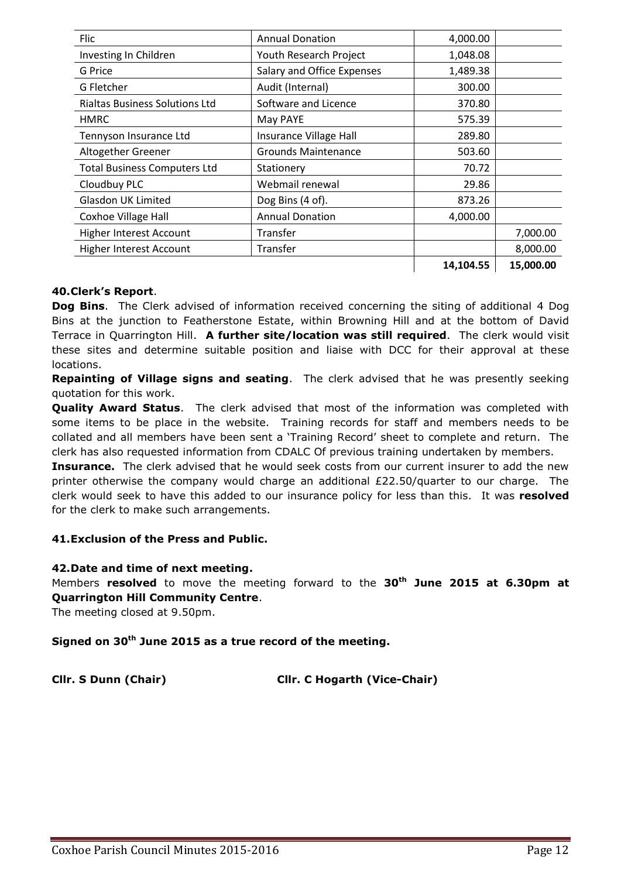| | | | |
|---|---|---|---|
| Flic | Annual Donation | 4,000.00 | |
| Investing In Children | Youth Research Project | 1,048.08 | |
| G Price | Salary and Office Expenses | 1,489.38 | |
| G Fletcher | Audit (Internal) | 300.00 | |
| Rialtas Business Solutions Ltd | Software and Licence | 370.80 | |
| HMRC | May PAYE | 575.39 | |
| Tennyson Insurance Ltd | Insurance Village Hall | 289.80 | |
| Altogether Greener | Grounds Maintenance | 503.60 | |
| Total Business Computers Ltd | Stationery | 70.72 | |
| Cloudbuy PLC | Webmail renewal | 29.86 | |
| Glasdon UK Limited | Dog Bins (4 of). | 873.26 | |
| Coxhoe Village Hall | Annual Donation | 4,000.00 | |
| Higher Interest Account | Transfer | | 7,000.00 |
| Higher Interest Account | Transfer | | 8,000.00 |
| | | **14,104.55** | **15,000.00** |

**40.Clerk's Report**.

**Dog Bins**. The Clerk advised of information received concerning the siting of additional 4 Dog Bins at the junction to Featherstone Estate, within Browning Hill and at the bottom of David Terrace in Quarrington Hill. **A further site/location was still required**. The clerk would visit these sites and determine suitable position and liaise with DCC for their approval at these locations.

**Repainting of Village signs and seating**. The clerk advised that he was presently seeking quotation for this work.

**Quality Award Status**. The clerk advised that most of the information was completed with some items to be place in the website. Training records for staff and members needs to be collated and all members have been sent a 'Training Record' sheet to complete and return. The clerk has also requested information from CDALC Of previous training undertaken by members.

**Insurance.** The clerk advised that he would seek costs from our current insurer to add the new printer otherwise the company would charge an additional £22.50/quarter to our charge. The clerk would seek to have this added to our insurance policy for less than this. It was **resolved** for the clerk to make such arrangements.

**41.Exclusion of the Press and Public.**

**42.Date and time of next meeting.**

Members **resolved** to move the meeting forward to the **30th June 2015 at 6.30pm at Quarrington Hill Community Centre**.

The meeting closed at 9.50pm.

**Signed on 30th June 2015 as a true record of the meeting.**

**Cllr. S Dunn (Chair)** **Cllr. C Hogarth (Vice-Chair)**